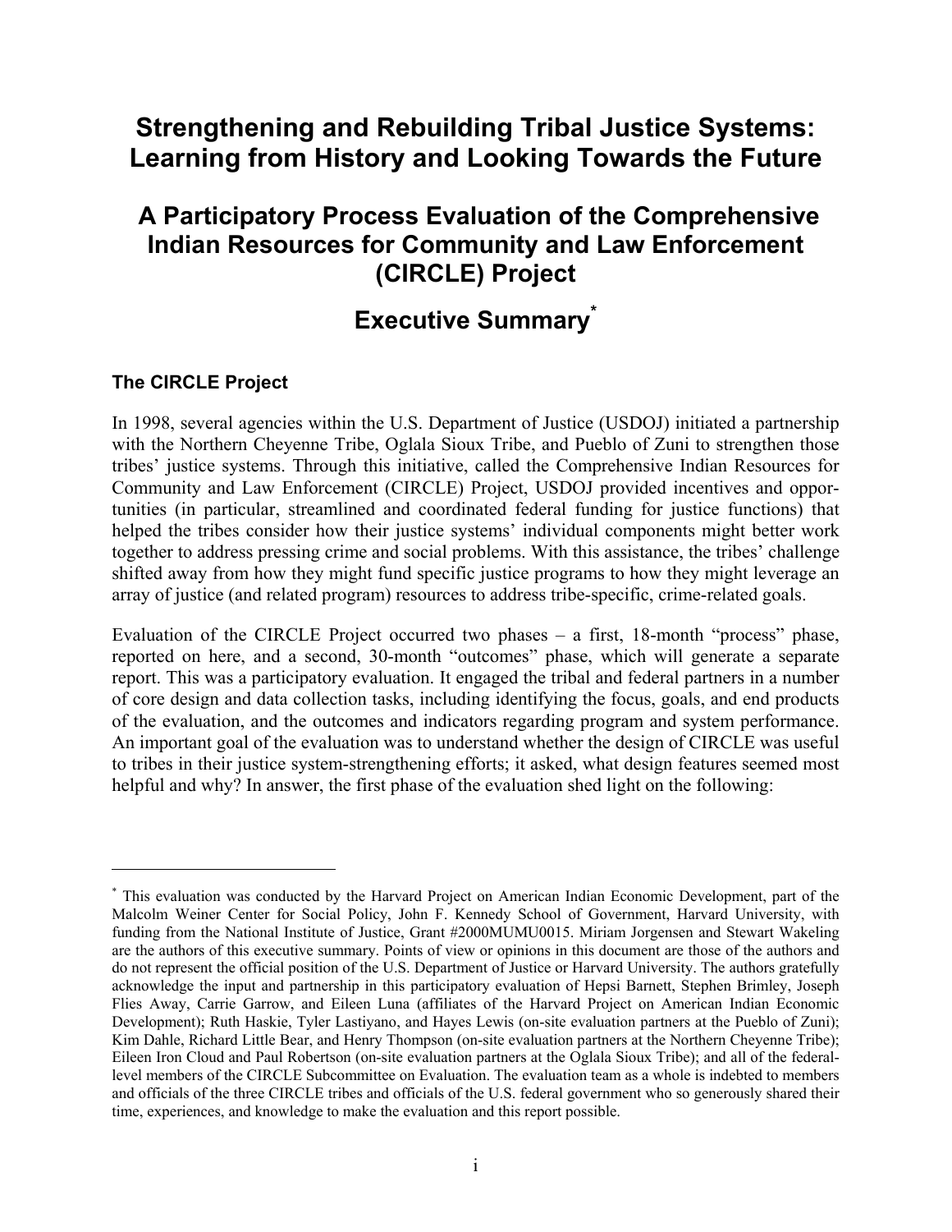# Strengthening and Rebuilding Tribal Justice Systems: Learning from History and Looking Towards the Future

## A Participatory Process Evaluation of the Comprehensive Indian Resources for Community and Law Enforcement (CIRCLE) Project

## Executive Summary[*]

### The CIRCLE Project

In 1998, several agencies within the U.S. Department of Justice (USDOJ) initiated a partnership with the Northern Cheyenne Tribe, Oglala Sioux Tribe, and Pueblo of Zuni to strengthen those tribes' justice systems. Through this initiative, called the Comprehensive Indian Resources for Community and Law Enforcement (CIRCLE) Project, USDOJ provided incentives and opportunities (in particular, streamlined and coordinated federal funding for justice functions) that helped the tribes consider how their justice systems' individual components might better work together to address pressing crime and social problems. With this assistance, the tribes' challenge shifted away from how they might fund specific justice programs to how they might leverage an array of justice (and related program) resources to address tribe-specific, crime-related goals.

Evaluation of the CIRCLE Project occurred two phases – a first, 18-month "process" phase, reported on here, and a second, 30-month "outcomes" phase, which will generate a separate report. This was a participatory evaluation. It engaged the tribal and federal partners in a number of core design and data collection tasks, including identifying the focus, goals, and end products of the evaluation, and the outcomes and indicators regarding program and system performance. An important goal of the evaluation was to understand whether the design of CIRCLE was useful to tribes in their justice system-strengthening efforts; it asked, what design features seemed most helpful and why? In answer, the first phase of the evaluation shed light on the following:

---

[*] This evaluation was conducted by the Harvard Project on American Indian Economic Development, part of the Malcolm Weiner Center for Social Policy, John F. Kennedy School of Government, Harvard University, with funding from the National Institute of Justice, Grant #2000MUMU0015. Miriam Jorgensen and Stewart Wakeling are the authors of this executive summary. Points of view or opinions in this document are those of the authors and do not represent the official position of the U.S. Department of Justice or Harvard University. The authors gratefully acknowledge the input and partnership in this participatory evaluation of Hepsi Barnett, Stephen Brimley, Joseph Flies Away, Carrie Garrow, and Eileen Luna (affiliates of the Harvard Project on American Indian Economic Development); Ruth Haskie, Tyler Lastiyano, and Hayes Lewis (on-site evaluation partners at the Pueblo of Zuni); Kim Dahle, Richard Little Bear, and Henry Thompson (on-site evaluation partners at the Northern Cheyenne Tribe); Eileen Iron Cloud and Paul Robertson (on-site evaluation partners at the Oglala Sioux Tribe); and all of the federal-level members of the CIRCLE Subcommittee on Evaluation. The evaluation team as a whole is indebted to members and officials of the three CIRCLE tribes and officials of the U.S. federal government who so generously shared their time, experiences, and knowledge to make the evaluation and this report possible.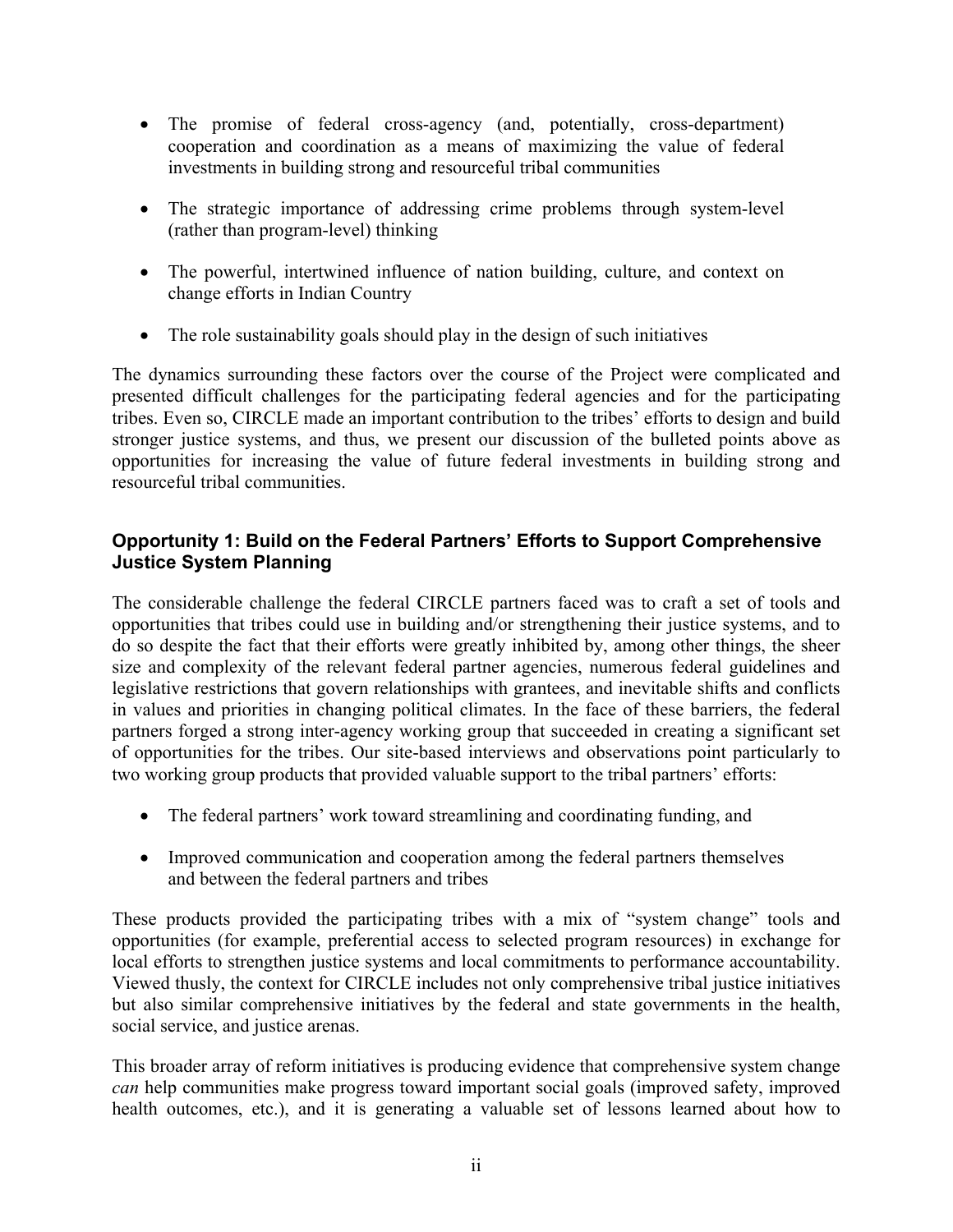- The promise of federal cross-agency (and, potentially, cross-department) cooperation and coordination as a means of maximizing the value of federal investments in building strong and resourceful tribal communities
- The strategic importance of addressing crime problems through system-level (rather than program-level) thinking
- The powerful, intertwined influence of nation building, culture, and context on change efforts in Indian Country
- The role sustainability goals should play in the design of such initiatives

The dynamics surrounding these factors over the course of the Project were complicated and presented difficult challenges for the participating federal agencies and for the participating tribes. Even so, CIRCLE made an important contribution to the tribes' efforts to design and build stronger justice systems, and thus, we present our discussion of the bulleted points above as opportunities for increasing the value of future federal investments in building strong and resourceful tribal communities.

### Opportunity 1: Build on the Federal Partners' Efforts to Support Comprehensive Justice System Planning

The considerable challenge the federal CIRCLE partners faced was to craft a set of tools and opportunities that tribes could use in building and/or strengthening their justice systems, and to do so despite the fact that their efforts were greatly inhibited by, among other things, the sheer size and complexity of the relevant federal partner agencies, numerous federal guidelines and legislative restrictions that govern relationships with grantees, and inevitable shifts and conflicts in values and priorities in changing political climates. In the face of these barriers, the federal partners forged a strong inter-agency working group that succeeded in creating a significant set of opportunities for the tribes. Our site-based interviews and observations point particularly to two working group products that provided valuable support to the tribal partners' efforts:

- The federal partners' work toward streamlining and coordinating funding, and
- Improved communication and cooperation among the federal partners themselves and between the federal partners and tribes

These products provided the participating tribes with a mix of "system change" tools and opportunities (for example, preferential access to selected program resources) in exchange for local efforts to strengthen justice systems and local commitments to performance accountability. Viewed thusly, the context for CIRCLE includes not only comprehensive tribal justice initiatives but also similar comprehensive initiatives by the federal and state governments in the health, social service, and justice arenas.

This broader array of reform initiatives is producing evidence that comprehensive system change *can* help communities make progress toward important social goals (improved safety, improved health outcomes, etc.), and it is generating a valuable set of lessons learned about how to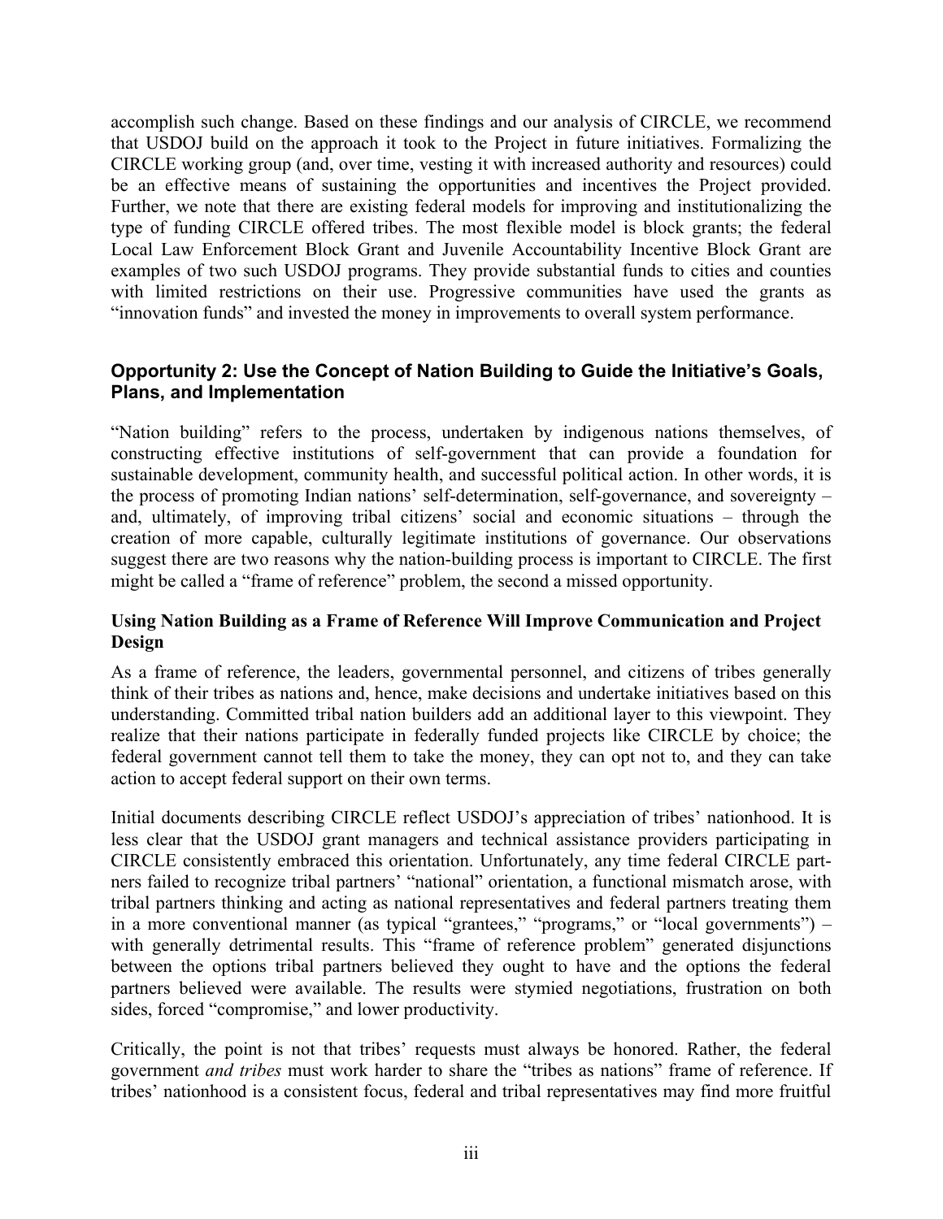accomplish such change. Based on these findings and our analysis of CIRCLE, we recommend that USDOJ build on the approach it took to the Project in future initiatives. Formalizing the CIRCLE working group (and, over time, vesting it with increased authority and resources) could be an effective means of sustaining the opportunities and incentives the Project provided. Further, we note that there are existing federal models for improving and institutionalizing the type of funding CIRCLE offered tribes. The most flexible model is block grants; the federal Local Law Enforcement Block Grant and Juvenile Accountability Incentive Block Grant are examples of two such USDOJ programs. They provide substantial funds to cities and counties with limited restrictions on their use. Progressive communities have used the grants as "innovation funds" and invested the money in improvements to overall system performance.

### Opportunity 2: Use the Concept of Nation Building to Guide the Initiative's Goals, Plans, and Implementation

"Nation building" refers to the process, undertaken by indigenous nations themselves, of constructing effective institutions of self-government that can provide a foundation for sustainable development, community health, and successful political action. In other words, it is the process of promoting Indian nations' self-determination, self-governance, and sovereignty – and, ultimately, of improving tribal citizens' social and economic situations – through the creation of more capable, culturally legitimate institutions of governance. Our observations suggest there are two reasons why the nation-building process is important to CIRCLE. The first might be called a "frame of reference" problem, the second a missed opportunity.

#### Using Nation Building as a Frame of Reference Will Improve Communication and Project Design

As a frame of reference, the leaders, governmental personnel, and citizens of tribes generally think of their tribes as nations and, hence, make decisions and undertake initiatives based on this understanding. Committed tribal nation builders add an additional layer to this viewpoint. They realize that their nations participate in federally funded projects like CIRCLE by choice; the federal government cannot tell them to take the money, they can opt not to, and they can take action to accept federal support on their own terms.

Initial documents describing CIRCLE reflect USDOJ's appreciation of tribes' nationhood. It is less clear that the USDOJ grant managers and technical assistance providers participating in CIRCLE consistently embraced this orientation. Unfortunately, any time federal CIRCLE partners failed to recognize tribal partners' "national" orientation, a functional mismatch arose, with tribal partners thinking and acting as national representatives and federal partners treating them in a more conventional manner (as typical "grantees," "programs," or "local governments") – with generally detrimental results. This "frame of reference problem" generated disjunctions between the options tribal partners believed they ought to have and the options the federal partners believed were available. The results were stymied negotiations, frustration on both sides, forced "compromise," and lower productivity.

Critically, the point is not that tribes' requests must always be honored. Rather, the federal government *and tribes* must work harder to share the "tribes as nations" frame of reference. If tribes' nationhood is a consistent focus, federal and tribal representatives may find more fruitful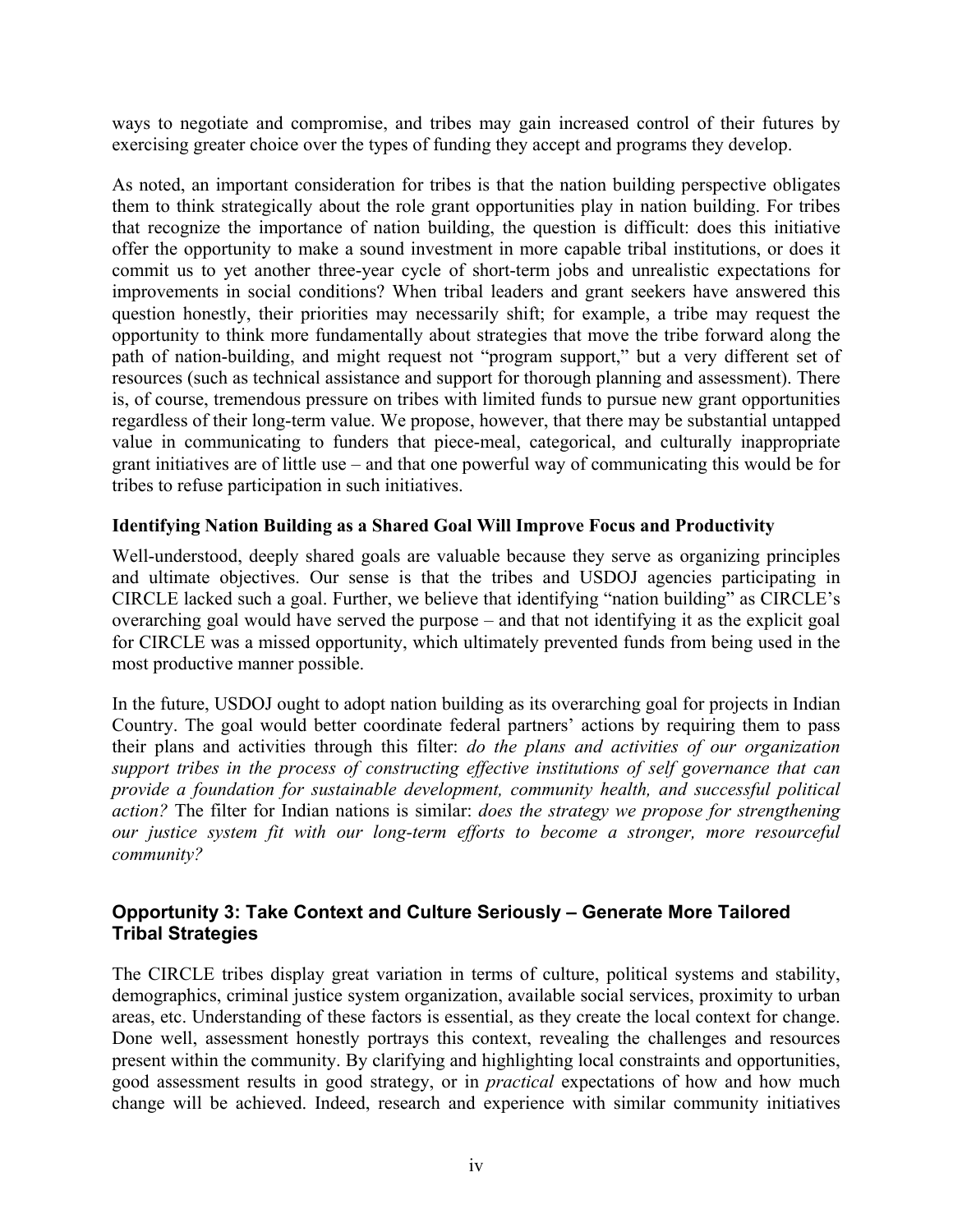ways to negotiate and compromise, and tribes may gain increased control of their futures by exercising greater choice over the types of funding they accept and programs they develop.

As noted, an important consideration for tribes is that the nation building perspective obligates them to think strategically about the role grant opportunities play in nation building. For tribes that recognize the importance of nation building, the question is difficult: does this initiative offer the opportunity to make a sound investment in more capable tribal institutions, or does it commit us to yet another three-year cycle of short-term jobs and unrealistic expectations for improvements in social conditions? When tribal leaders and grant seekers have answered this question honestly, their priorities may necessarily shift; for example, a tribe may request the opportunity to think more fundamentally about strategies that move the tribe forward along the path of nation-building, and might request not "program support," but a very different set of resources (such as technical assistance and support for thorough planning and assessment). There is, of course, tremendous pressure on tribes with limited funds to pursue new grant opportunities regardless of their long-term value. We propose, however, that there may be substantial untapped value in communicating to funders that piece-meal, categorical, and culturally inappropriate grant initiatives are of little use – and that one powerful way of communicating this would be for tribes to refuse participation in such initiatives.

#### Identifying Nation Building as a Shared Goal Will Improve Focus and Productivity

Well-understood, deeply shared goals are valuable because they serve as organizing principles and ultimate objectives. Our sense is that the tribes and USDOJ agencies participating in CIRCLE lacked such a goal. Further, we believe that identifying "nation building" as CIRCLE's overarching goal would have served the purpose – and that not identifying it as the explicit goal for CIRCLE was a missed opportunity, which ultimately prevented funds from being used in the most productive manner possible.

In the future, USDOJ ought to adopt nation building as its overarching goal for projects in Indian Country. The goal would better coordinate federal partners' actions by requiring them to pass their plans and activities through this filter: *do the plans and activities of our organization support tribes in the process of constructing effective institutions of self governance that can provide a foundation for sustainable development, community health, and successful political action?* The filter for Indian nations is similar: *does the strategy we propose for strengthening our justice system fit with our long-term efforts to become a stronger, more resourceful community?*

### Opportunity 3: Take Context and Culture Seriously – Generate More Tailored Tribal Strategies

The CIRCLE tribes display great variation in terms of culture, political systems and stability, demographics, criminal justice system organization, available social services, proximity to urban areas, etc. Understanding of these factors is essential, as they create the local context for change. Done well, assessment honestly portrays this context, revealing the challenges and resources present within the community. By clarifying and highlighting local constraints and opportunities, good assessment results in good strategy, or in *practical* expectations of how and how much change will be achieved. Indeed, research and experience with similar community initiatives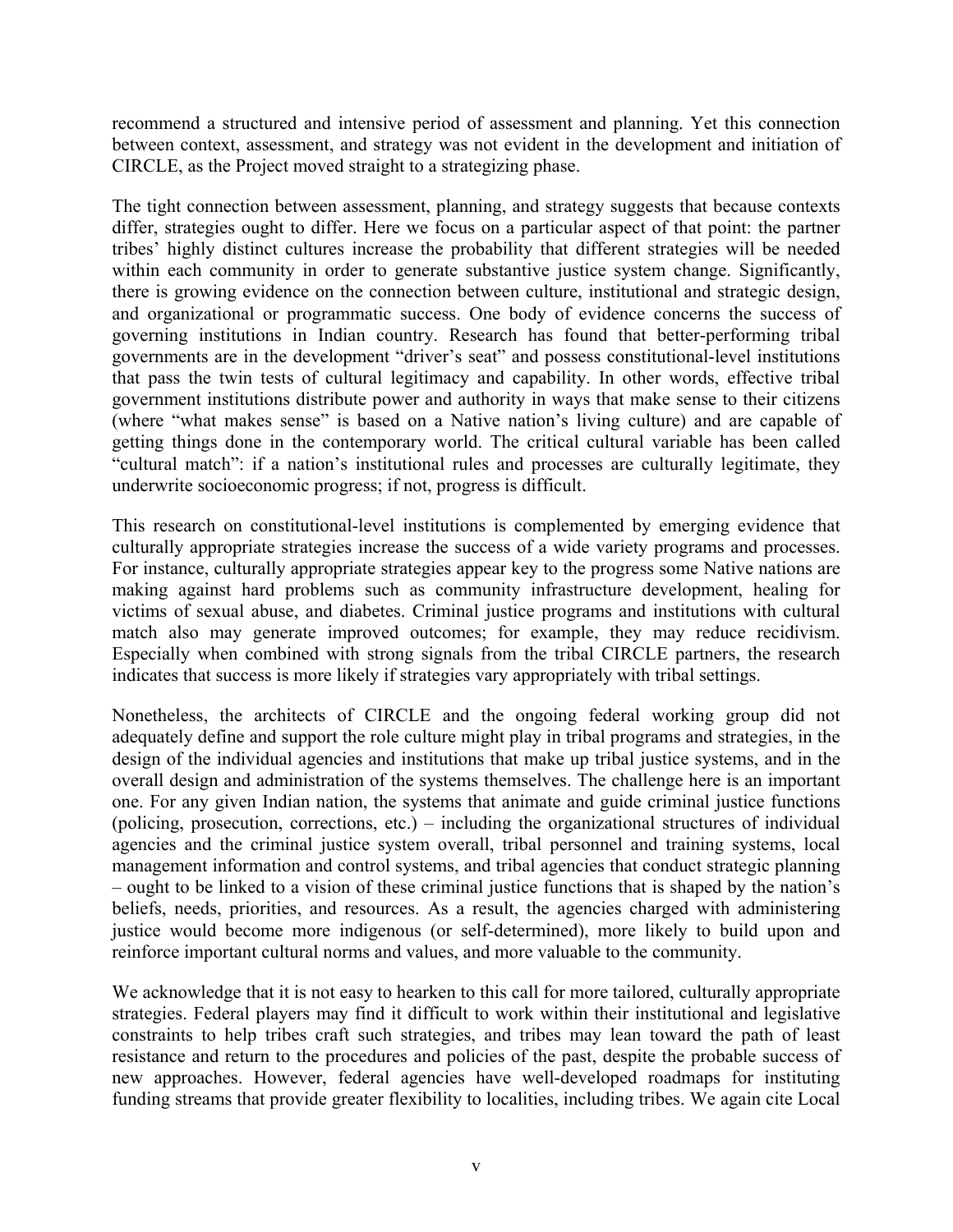recommend a structured and intensive period of assessment and planning. Yet this connection between context, assessment, and strategy was not evident in the development and initiation of CIRCLE, as the Project moved straight to a strategizing phase.

The tight connection between assessment, planning, and strategy suggests that because contexts differ, strategies ought to differ. Here we focus on a particular aspect of that point: the partner tribes' highly distinct cultures increase the probability that different strategies will be needed within each community in order to generate substantive justice system change. Significantly, there is growing evidence on the connection between culture, institutional and strategic design, and organizational or programmatic success. One body of evidence concerns the success of governing institutions in Indian country. Research has found that better-performing tribal governments are in the development "driver's seat" and possess constitutional-level institutions that pass the twin tests of cultural legitimacy and capability. In other words, effective tribal government institutions distribute power and authority in ways that make sense to their citizens (where "what makes sense" is based on a Native nation's living culture) and are capable of getting things done in the contemporary world. The critical cultural variable has been called "cultural match": if a nation's institutional rules and processes are culturally legitimate, they underwrite socioeconomic progress; if not, progress is difficult.

This research on constitutional-level institutions is complemented by emerging evidence that culturally appropriate strategies increase the success of a wide variety programs and processes. For instance, culturally appropriate strategies appear key to the progress some Native nations are making against hard problems such as community infrastructure development, healing for victims of sexual abuse, and diabetes. Criminal justice programs and institutions with cultural match also may generate improved outcomes; for example, they may reduce recidivism. Especially when combined with strong signals from the tribal CIRCLE partners, the research indicates that success is more likely if strategies vary appropriately with tribal settings.

Nonetheless, the architects of CIRCLE and the ongoing federal working group did not adequately define and support the role culture might play in tribal programs and strategies, in the design of the individual agencies and institutions that make up tribal justice systems, and in the overall design and administration of the systems themselves. The challenge here is an important one. For any given Indian nation, the systems that animate and guide criminal justice functions (policing, prosecution, corrections, etc.) – including the organizational structures of individual agencies and the criminal justice system overall, tribal personnel and training systems, local management information and control systems, and tribal agencies that conduct strategic planning – ought to be linked to a vision of these criminal justice functions that is shaped by the nation's beliefs, needs, priorities, and resources. As a result, the agencies charged with administering justice would become more indigenous (or self-determined), more likely to build upon and reinforce important cultural norms and values, and more valuable to the community.

We acknowledge that it is not easy to hearken to this call for more tailored, culturally appropriate strategies. Federal players may find it difficult to work within their institutional and legislative constraints to help tribes craft such strategies, and tribes may lean toward the path of least resistance and return to the procedures and policies of the past, despite the probable success of new approaches. However, federal agencies have well-developed roadmaps for instituting funding streams that provide greater flexibility to localities, including tribes. We again cite Local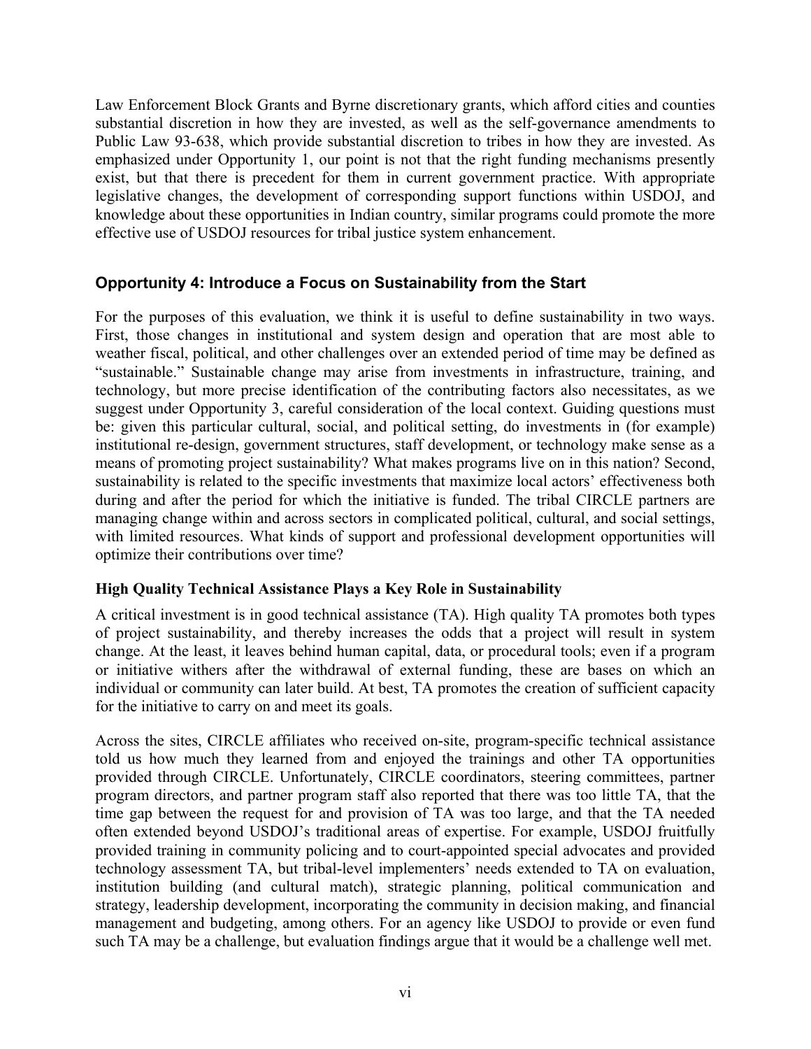Law Enforcement Block Grants and Byrne discretionary grants, which afford cities and counties substantial discretion in how they are invested, as well as the self-governance amendments to Public Law 93-638, which provide substantial discretion to tribes in how they are invested. As emphasized under Opportunity 1, our point is not that the right funding mechanisms presently exist, but that there is precedent for them in current government practice. With appropriate legislative changes, the development of corresponding support functions within USDOJ, and knowledge about these opportunities in Indian country, similar programs could promote the more effective use of USDOJ resources for tribal justice system enhancement.

## Opportunity 4: Introduce a Focus on Sustainability from the Start

For the purposes of this evaluation, we think it is useful to define sustainability in two ways. First, those changes in institutional and system design and operation that are most able to weather fiscal, political, and other challenges over an extended period of time may be defined as "sustainable." Sustainable change may arise from investments in infrastructure, training, and technology, but more precise identification of the contributing factors also necessitates, as we suggest under Opportunity 3, careful consideration of the local context. Guiding questions must be: given this particular cultural, social, and political setting, do investments in (for example) institutional re-design, government structures, staff development, or technology make sense as a means of promoting project sustainability? What makes programs live on in this nation? Second, sustainability is related to the specific investments that maximize local actors' effectiveness both during and after the period for which the initiative is funded. The tribal CIRCLE partners are managing change within and across sectors in complicated political, cultural, and social settings, with limited resources. What kinds of support and professional development opportunities will optimize their contributions over time?

### High Quality Technical Assistance Plays a Key Role in Sustainability

A critical investment is in good technical assistance (TA). High quality TA promotes both types of project sustainability, and thereby increases the odds that a project will result in system change. At the least, it leaves behind human capital, data, or procedural tools; even if a program or initiative withers after the withdrawal of external funding, these are bases on which an individual or community can later build. At best, TA promotes the creation of sufficient capacity for the initiative to carry on and meet its goals.

Across the sites, CIRCLE affiliates who received on-site, program-specific technical assistance told us how much they learned from and enjoyed the trainings and other TA opportunities provided through CIRCLE. Unfortunately, CIRCLE coordinators, steering committees, partner program directors, and partner program staff also reported that there was too little TA, that the time gap between the request for and provision of TA was too large, and that the TA needed often extended beyond USDOJ's traditional areas of expertise. For example, USDOJ fruitfully provided training in community policing and to court-appointed special advocates and provided technology assessment TA, but tribal-level implementers' needs extended to TA on evaluation, institution building (and cultural match), strategic planning, political communication and strategy, leadership development, incorporating the community in decision making, and financial management and budgeting, among others. For an agency like USDOJ to provide or even fund such TA may be a challenge, but evaluation findings argue that it would be a challenge well met.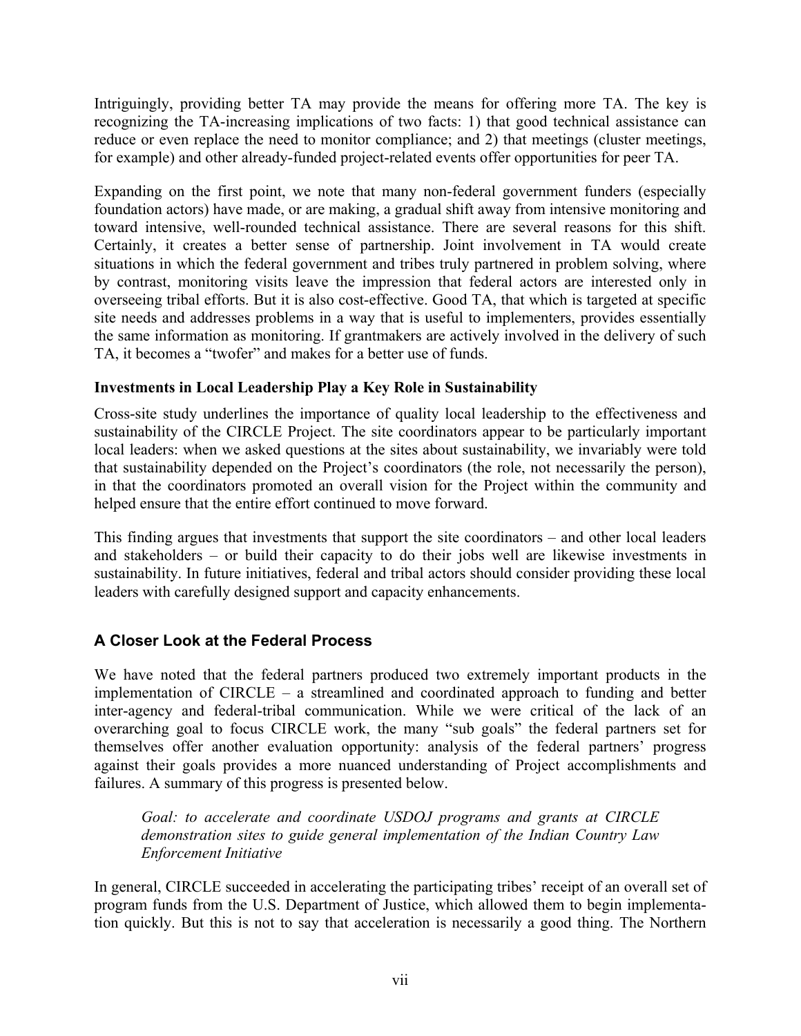Intriguingly, providing better TA may provide the means for offering more TA. The key is recognizing the TA-increasing implications of two facts: 1) that good technical assistance can reduce or even replace the need to monitor compliance; and 2) that meetings (cluster meetings, for example) and other already-funded project-related events offer opportunities for peer TA.

Expanding on the first point, we note that many non-federal government funders (especially foundation actors) have made, or are making, a gradual shift away from intensive monitoring and toward intensive, well-rounded technical assistance. There are several reasons for this shift. Certainly, it creates a better sense of partnership. Joint involvement in TA would create situations in which the federal government and tribes truly partnered in problem solving, where by contrast, monitoring visits leave the impression that federal actors are interested only in overseeing tribal efforts. But it is also cost-effective. Good TA, that which is targeted at specific site needs and addresses problems in a way that is useful to implementers, provides essentially the same information as monitoring. If grantmakers are actively involved in the delivery of such TA, it becomes a "twofer" and makes for a better use of funds.

**Investments in Local Leadership Play a Key Role in Sustainability**

Cross-site study underlines the importance of quality local leadership to the effectiveness and sustainability of the CIRCLE Project. The site coordinators appear to be particularly important local leaders: when we asked questions at the sites about sustainability, we invariably were told that sustainability depended on the Project's coordinators (the role, not necessarily the person), in that the coordinators promoted an overall vision for the Project within the community and helped ensure that the entire effort continued to move forward.

This finding argues that investments that support the site coordinators – and other local leaders and stakeholders – or build their capacity to do their jobs well are likewise investments in sustainability. In future initiatives, federal and tribal actors should consider providing these local leaders with carefully designed support and capacity enhancements.

## A Closer Look at the Federal Process

We have noted that the federal partners produced two extremely important products in the implementation of CIRCLE – a streamlined and coordinated approach to funding and better inter-agency and federal-tribal communication. While we were critical of the lack of an overarching goal to focus CIRCLE work, the many "sub goals" the federal partners set for themselves offer another evaluation opportunity: analysis of the federal partners' progress against their goals provides a more nuanced understanding of Project accomplishments and failures. A summary of this progress is presented below.

> *Goal: to accelerate and coordinate USDOJ programs and grants at CIRCLE demonstration sites to guide general implementation of the Indian Country Law Enforcement Initiative*

In general, CIRCLE succeeded in accelerating the participating tribes' receipt of an overall set of program funds from the U.S. Department of Justice, which allowed them to begin implementation quickly. But this is not to say that acceleration is necessarily a good thing. The Northern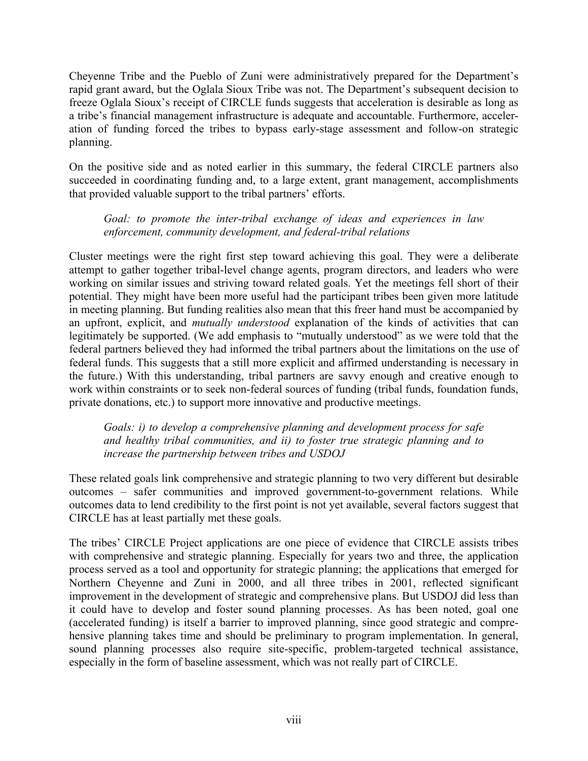Cheyenne Tribe and the Pueblo of Zuni were administratively prepared for the Department's rapid grant award, but the Oglala Sioux Tribe was not. The Department's subsequent decision to freeze Oglala Sioux's receipt of CIRCLE funds suggests that acceleration is desirable as long as a tribe's financial management infrastructure is adequate and accountable. Furthermore, acceleration of funding forced the tribes to bypass early-stage assessment and follow-on strategic planning.

On the positive side and as noted earlier in this summary, the federal CIRCLE partners also succeeded in coordinating funding and, to a large extent, grant management, accomplishments that provided valuable support to the tribal partners' efforts.

> *Goal: to promote the inter-tribal exchange of ideas and experiences in law enforcement, community development, and federal-tribal relations*

Cluster meetings were the right first step toward achieving this goal. They were a deliberate attempt to gather together tribal-level change agents, program directors, and leaders who were working on similar issues and striving toward related goals. Yet the meetings fell short of their potential. They might have been more useful had the participant tribes been given more latitude in meeting planning. But funding realities also mean that this freer hand must be accompanied by an upfront, explicit, and *mutually understood* explanation of the kinds of activities that can legitimately be supported. (We add emphasis to "mutually understood" as we were told that the federal partners believed they had informed the tribal partners about the limitations on the use of federal funds. This suggests that a still more explicit and affirmed understanding is necessary in the future.) With this understanding, tribal partners are savvy enough and creative enough to work within constraints or to seek non-federal sources of funding (tribal funds, foundation funds, private donations, etc.) to support more innovative and productive meetings.

> *Goals: i) to develop a comprehensive planning and development process for safe and healthy tribal communities, and ii) to foster true strategic planning and to increase the partnership between tribes and USDOJ*

These related goals link comprehensive and strategic planning to two very different but desirable outcomes – safer communities and improved government-to-government relations. While outcomes data to lend credibility to the first point is not yet available, several factors suggest that CIRCLE has at least partially met these goals.

The tribes' CIRCLE Project applications are one piece of evidence that CIRCLE assists tribes with comprehensive and strategic planning. Especially for years two and three, the application process served as a tool and opportunity for strategic planning; the applications that emerged for Northern Cheyenne and Zuni in 2000, and all three tribes in 2001, reflected significant improvement in the development of strategic and comprehensive plans. But USDOJ did less than it could have to develop and foster sound planning processes. As has been noted, goal one (accelerated funding) is itself a barrier to improved planning, since good strategic and comprehensive planning takes time and should be preliminary to program implementation. In general, sound planning processes also require site-specific, problem-targeted technical assistance, especially in the form of baseline assessment, which was not really part of CIRCLE.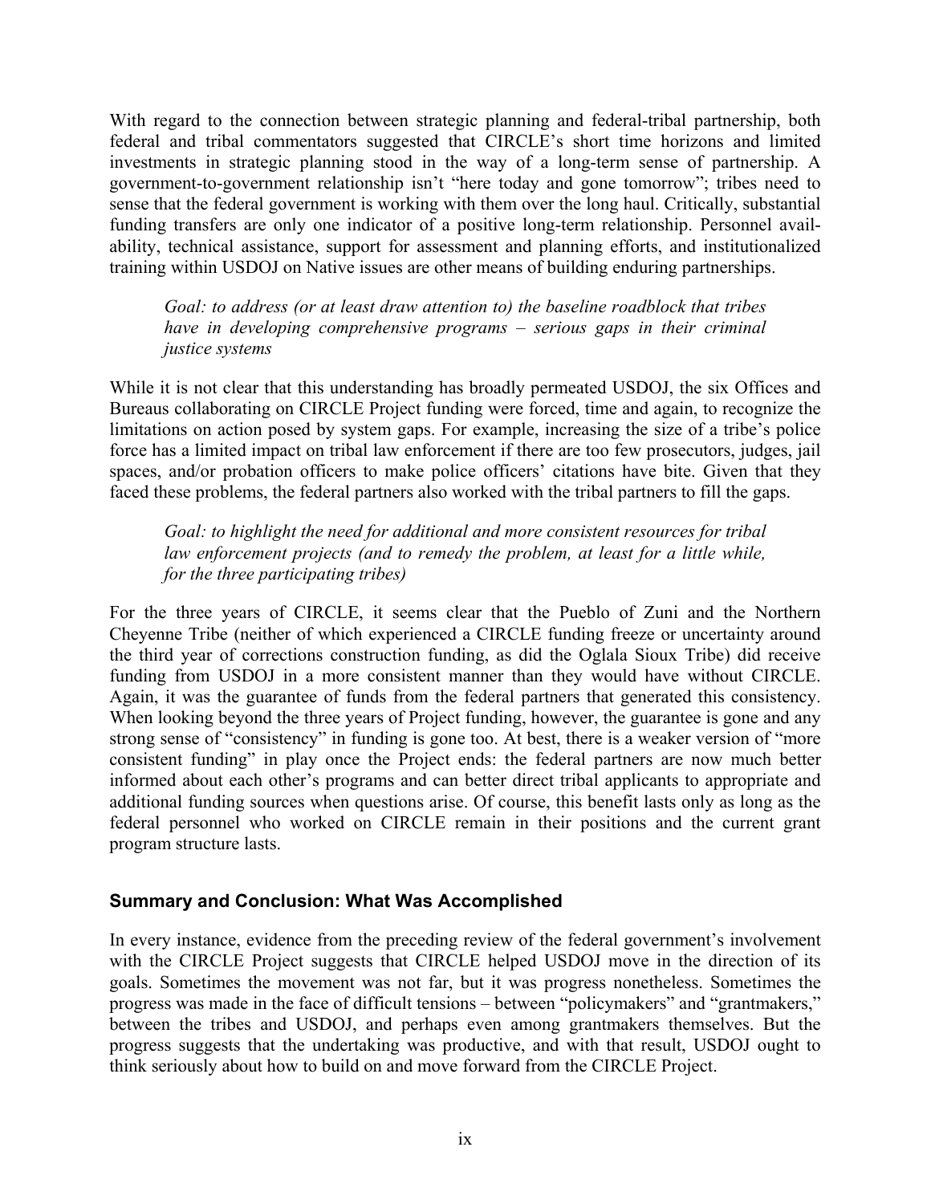With regard to the connection between strategic planning and federal-tribal partnership, both federal and tribal commentators suggested that CIRCLE's short time horizons and limited investments in strategic planning stood in the way of a long-term sense of partnership. A government-to-government relationship isn't "here today and gone tomorrow"; tribes need to sense that the federal government is working with them over the long haul. Critically, substantial funding transfers are only one indicator of a positive long-term relationship. Personnel availability, technical assistance, support for assessment and planning efforts, and institutionalized training within USDOJ on Native issues are other means of building enduring partnerships.

> *Goal: to address (or at least draw attention to) the baseline roadblock that tribes have in developing comprehensive programs – serious gaps in their criminal justice systems*

While it is not clear that this understanding has broadly permeated USDOJ, the six Offices and Bureaus collaborating on CIRCLE Project funding were forced, time and again, to recognize the limitations on action posed by system gaps. For example, increasing the size of a tribe's police force has a limited impact on tribal law enforcement if there are too few prosecutors, judges, jail spaces, and/or probation officers to make police officers' citations have bite. Given that they faced these problems, the federal partners also worked with the tribal partners to fill the gaps.

> *Goal: to highlight the need for additional and more consistent resources for tribal law enforcement projects (and to remedy the problem, at least for a little while, for the three participating tribes)*

For the three years of CIRCLE, it seems clear that the Pueblo of Zuni and the Northern Cheyenne Tribe (neither of which experienced a CIRCLE funding freeze or uncertainty around the third year of corrections construction funding, as did the Oglala Sioux Tribe) did receive funding from USDOJ in a more consistent manner than they would have without CIRCLE. Again, it was the guarantee of funds from the federal partners that generated this consistency. When looking beyond the three years of Project funding, however, the guarantee is gone and any strong sense of "consistency" in funding is gone too. At best, there is a weaker version of "more consistent funding" in play once the Project ends: the federal partners are now much better informed about each other's programs and can better direct tribal applicants to appropriate and additional funding sources when questions arise. Of course, this benefit lasts only as long as the federal personnel who worked on CIRCLE remain in their positions and the current grant program structure lasts.

### Summary and Conclusion: What Was Accomplished

In every instance, evidence from the preceding review of the federal government's involvement with the CIRCLE Project suggests that CIRCLE helped USDOJ move in the direction of its goals. Sometimes the movement was not far, but it was progress nonetheless. Sometimes the progress was made in the face of difficult tensions – between "policymakers" and "grantmakers," between the tribes and USDOJ, and perhaps even among grantmakers themselves. But the progress suggests that the undertaking was productive, and with that result, USDOJ ought to think seriously about how to build on and move forward from the CIRCLE Project.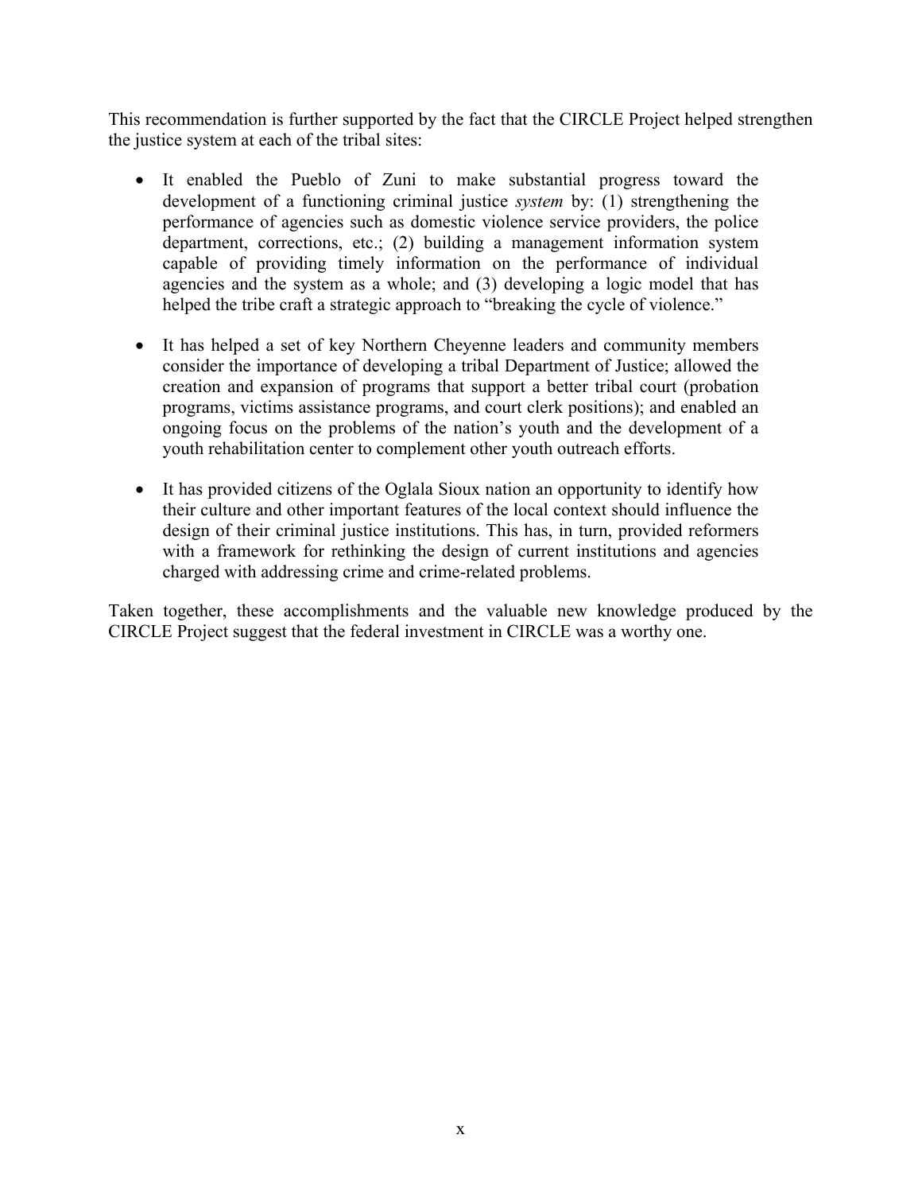This recommendation is further supported by the fact that the CIRCLE Project helped strengthen the justice system at each of the tribal sites:

- It enabled the Pueblo of Zuni to make substantial progress toward the development of a functioning criminal justice *system* by: (1) strengthening the performance of agencies such as domestic violence service providers, the police department, corrections, etc.; (2) building a management information system capable of providing timely information on the performance of individual agencies and the system as a whole; and (3) developing a logic model that has helped the tribe craft a strategic approach to "breaking the cycle of violence."

- It has helped a set of key Northern Cheyenne leaders and community members consider the importance of developing a tribal Department of Justice; allowed the creation and expansion of programs that support a better tribal court (probation programs, victims assistance programs, and court clerk positions); and enabled an ongoing focus on the problems of the nation's youth and the development of a youth rehabilitation center to complement other youth outreach efforts.

- It has provided citizens of the Oglala Sioux nation an opportunity to identify how their culture and other important features of the local context should influence the design of their criminal justice institutions. This has, in turn, provided reformers with a framework for rethinking the design of current institutions and agencies charged with addressing crime and crime-related problems.

Taken together, these accomplishments and the valuable new knowledge produced by the CIRCLE Project suggest that the federal investment in CIRCLE was a worthy one.